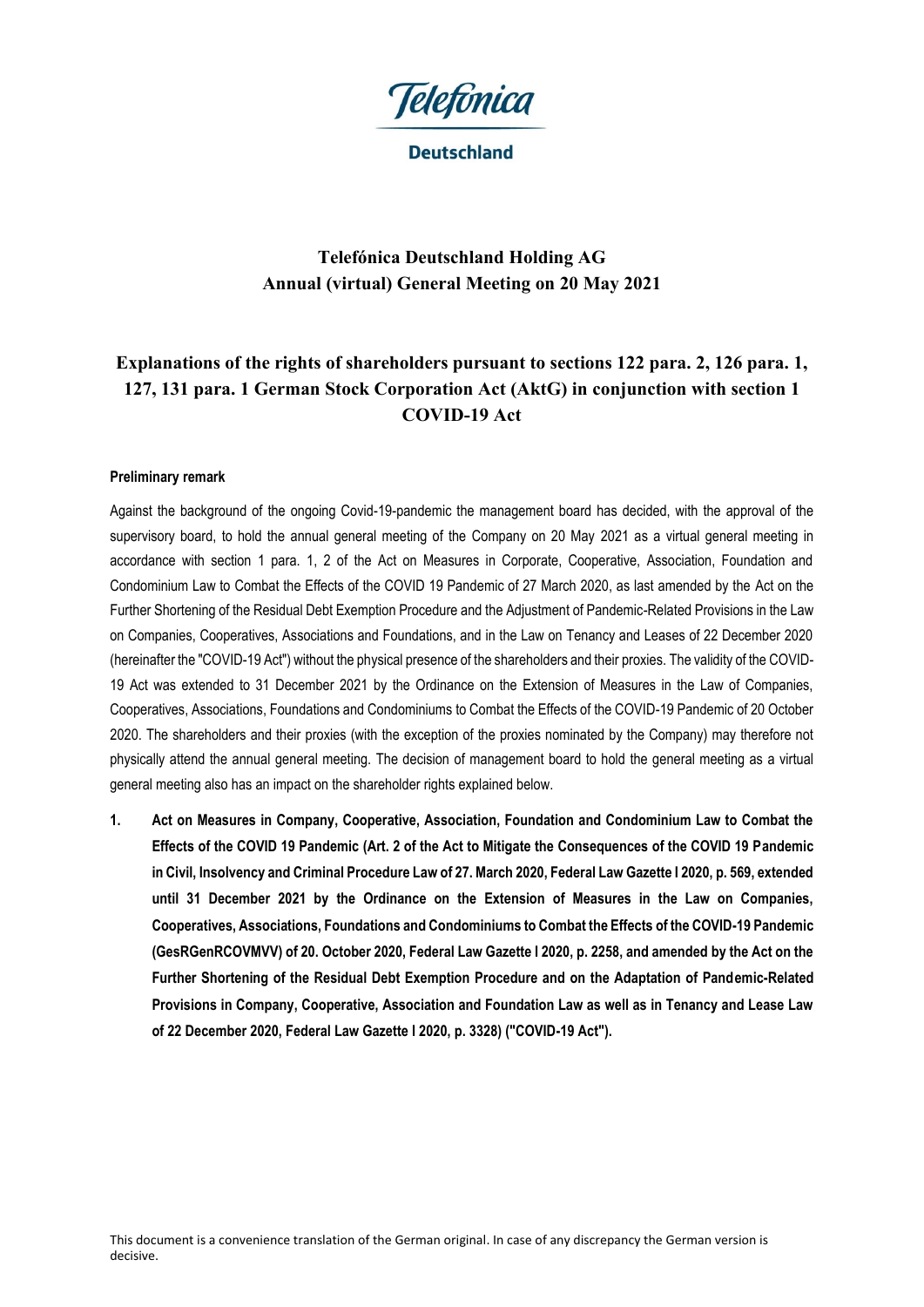Telefónica

Deutschland

# Telefónica Deutschland Holding AG
## Annual (virtual) General Meeting on 20 May 2021

## Explanations of the rights of shareholders pursuant to sections 122 para. 2, 126 para. 1, 127, 131 para. 1 German Stock Corporation Act (AktG) in conjunction with section 1 COVID-19 Act

**Preliminary remark**

Against the background of the ongoing Covid-19-pandemic the management board has decided, with the approval of the supervisory board, to hold the annual general meeting of the Company on 20 May 2021 as a virtual general meeting in accordance with section 1 para. 1, 2 of the Act on Measures in Corporate, Cooperative, Association, Foundation and Condominium Law to Combat the Effects of the COVID 19 Pandemic of 27 March 2020, as last amended by the Act on the Further Shortening of the Residual Debt Exemption Procedure and the Adjustment of Pandemic-Related Provisions in the Law on Companies, Cooperatives, Associations and Foundations, and in the Law on Tenancy and Leases of 22 December 2020 (hereinafter the "COVID-19 Act") without the physical presence of the shareholders and their proxies. The validity of the COVID-19 Act was extended to 31 December 2021 by the Ordinance on the Extension of Measures in the Law of Companies, Cooperatives, Associations, Foundations and Condominiums to Combat the Effects of the COVID-19 Pandemic of 20 October 2020. The shareholders and their proxies (with the exception of the proxies nominated by the Company) may therefore not physically attend the annual general meeting. The decision of management board to hold the general meeting as a virtual general meeting also has an impact on the shareholder rights explained below.

1. **Act on Measures in Company, Cooperative, Association, Foundation and Condominium Law to Combat the Effects of the COVID 19 Pandemic (Art. 2 of the Act to Mitigate the Consequences of the COVID 19 Pandemic in Civil, Insolvency and Criminal Procedure Law of 27. March 2020, Federal Law Gazette I 2020, p. 569, extended until 31 December 2021 by the Ordinance on the Extension of Measures in the Law on Companies, Cooperatives, Associations, Foundations and Condominiums to Combat the Effects of the COVID-19 Pandemic (GesRGenRCOVMVV) of 20. October 2020, Federal Law Gazette I 2020, p. 2258, and amended by the Act on the Further Shortening of the Residual Debt Exemption Procedure and on the Adaptation of Pandemic-Related Provisions in Company, Cooperative, Association and Foundation Law as well as in Tenancy and Lease Law of 22 December 2020, Federal Law Gazette I 2020, p. 3328) ("COVID-19 Act").**

This document is a convenience translation of the German original. In case of any discrepancy the German version is decisive.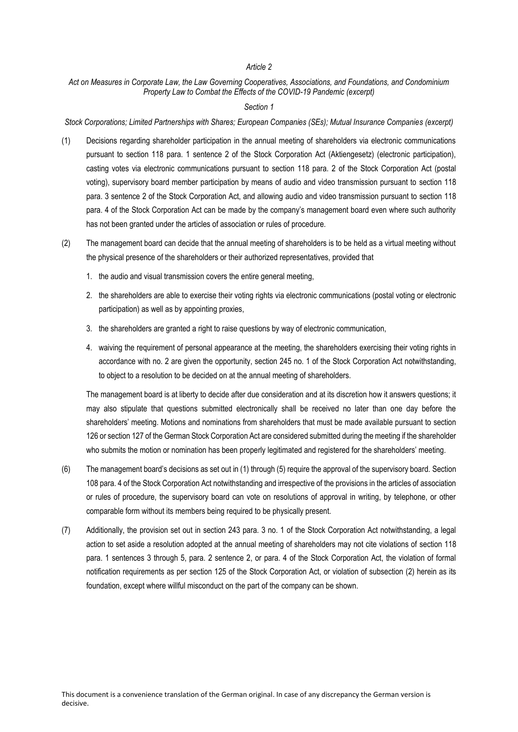*Article 2*

*Act on Measures in Corporate Law, the Law Governing Cooperatives, Associations, and Foundations, and Condominium Property Law to Combat the Effects of the COVID-19 Pandemic (excerpt)*

*Section 1*

*Stock Corporations; Limited Partnerships with Shares; European Companies (SEs); Mutual Insurance Companies (excerpt)*

(1) Decisions regarding shareholder participation in the annual meeting of shareholders via electronic communications pursuant to section 118 para. 1 sentence 2 of the Stock Corporation Act (Aktiengesetz) (electronic participation), casting votes via electronic communications pursuant to section 118 para. 2 of the Stock Corporation Act (postal voting), supervisory board member participation by means of audio and video transmission pursuant to section 118 para. 3 sentence 2 of the Stock Corporation Act, and allowing audio and video transmission pursuant to section 118 para. 4 of the Stock Corporation Act can be made by the company's management board even where such authority has not been granted under the articles of association or rules of procedure.

(2) The management board can decide that the annual meeting of shareholders is to be held as a virtual meeting without the physical presence of the shareholders or their authorized representatives, provided that

1. the audio and visual transmission covers the entire general meeting,
2. the shareholders are able to exercise their voting rights via electronic communications (postal voting or electronic participation) as well as by appointing proxies,
3. the shareholders are granted a right to raise questions by way of electronic communication,
4. waiving the requirement of personal appearance at the meeting, the shareholders exercising their voting rights in accordance with no. 2 are given the opportunity, section 245 no. 1 of the Stock Corporation Act notwithstanding, to object to a resolution to be decided on at the annual meeting of shareholders.

The management board is at liberty to decide after due consideration and at its discretion how it answers questions; it may also stipulate that questions submitted electronically shall be received no later than one day before the shareholders' meeting. Motions and nominations from shareholders that must be made available pursuant to section 126 or section 127 of the German Stock Corporation Act are considered submitted during the meeting if the shareholder who submits the motion or nomination has been properly legitimated and registered for the shareholders' meeting.

(6) The management board's decisions as set out in (1) through (5) require the approval of the supervisory board. Section 108 para. 4 of the Stock Corporation Act notwithstanding and irrespective of the provisions in the articles of association or rules of procedure, the supervisory board can vote on resolutions of approval in writing, by telephone, or other comparable form without its members being required to be physically present.

(7) Additionally, the provision set out in section 243 para. 3 no. 1 of the Stock Corporation Act notwithstanding, a legal action to set aside a resolution adopted at the annual meeting of shareholders may not cite violations of section 118 para. 1 sentences 3 through 5, para. 2 sentence 2, or para. 4 of the Stock Corporation Act, the violation of formal notification requirements as per section 125 of the Stock Corporation Act, or violation of subsection (2) herein as its foundation, except where willful misconduct on the part of the company can be shown.

This document is a convenience translation of the German original. In case of any discrepancy the German version is decisive.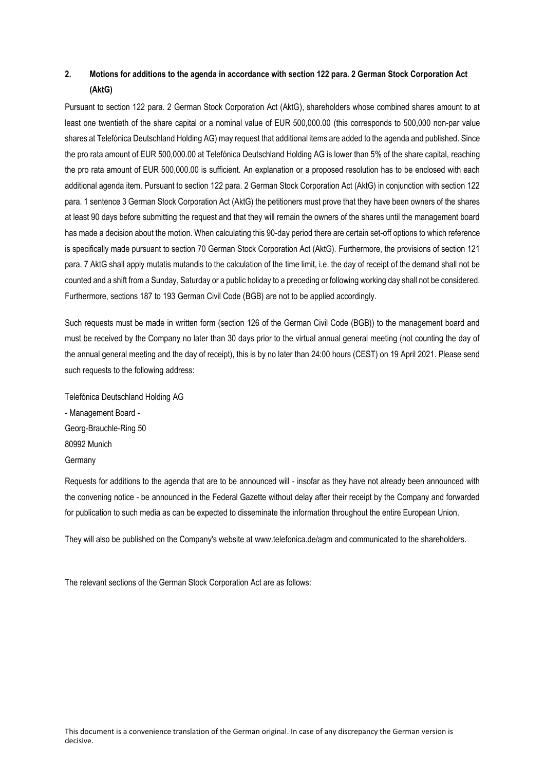## 2. Motions for additions to the agenda in accordance with section 122 para. 2 German Stock Corporation Act (AktG)

Pursuant to section 122 para. 2 German Stock Corporation Act (AktG), shareholders whose combined shares amount to at least one twentieth of the share capital or a nominal value of EUR 500,000.00 (this corresponds to 500,000 non-par value shares at Telefónica Deutschland Holding AG) may request that additional items are added to the agenda and published. Since the pro rata amount of EUR 500,000.00 at Telefónica Deutschland Holding AG is lower than 5% of the share capital, reaching the pro rata amount of EUR 500,000.00 is sufficient. An explanation or a proposed resolution has to be enclosed with each additional agenda item. Pursuant to section 122 para. 2 German Stock Corporation Act (AktG) in conjunction with section 122 para. 1 sentence 3 German Stock Corporation Act (AktG) the petitioners must prove that they have been owners of the shares at least 90 days before submitting the request and that they will remain the owners of the shares until the management board has made a decision about the motion. When calculating this 90-day period there are certain set-off options to which reference is specifically made pursuant to section 70 German Stock Corporation Act (AktG). Furthermore, the provisions of section 121 para. 7 AktG shall apply mutatis mutandis to the calculation of the time limit, i.e. the day of receipt of the demand shall not be counted and a shift from a Sunday, Saturday or a public holiday to a preceding or following working day shall not be considered. Furthermore, sections 187 to 193 German Civil Code (BGB) are not to be applied accordingly.

Such requests must be made in written form (section 126 of the German Civil Code (BGB)) to the management board and must be received by the Company no later than 30 days prior to the virtual annual general meeting (not counting the day of the annual general meeting and the day of receipt), this is by no later than 24:00 hours (CEST) on 19 April 2021. Please send such requests to the following address:

Telefónica Deutschland Holding AG
- Management Board -
Georg-Brauchle-Ring 50
80992 Munich
Germany

Requests for additions to the agenda that are to be announced will - insofar as they have not already been announced with the convening notice - be announced in the Federal Gazette without delay after their receipt by the Company and forwarded for publication to such media as can be expected to disseminate the information throughout the entire European Union.

They will also be published on the Company's website at www.telefonica.de/agm and communicated to the shareholders.

The relevant sections of the German Stock Corporation Act are as follows: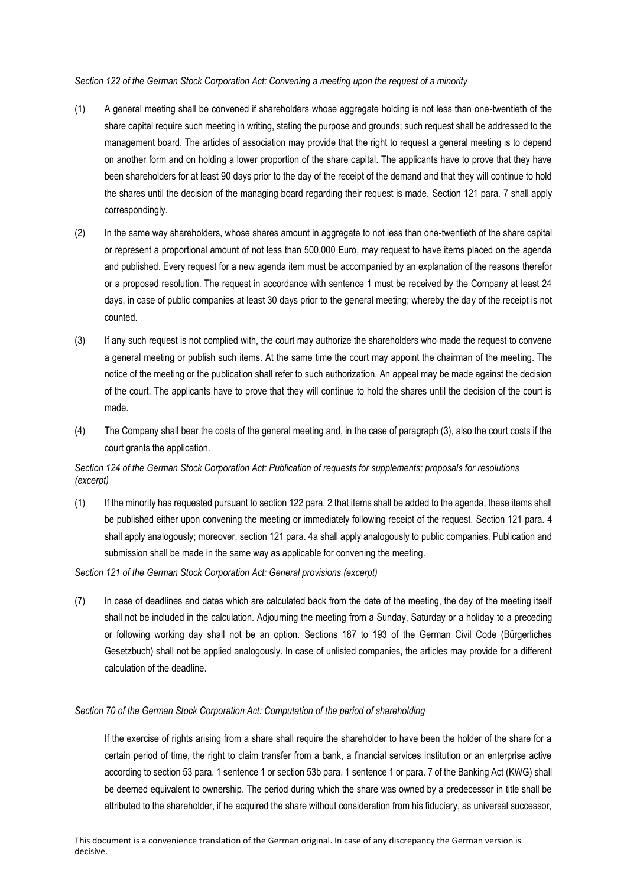*Section 122 of the German Stock Corporation Act: Convening a meeting upon the request of a minority*

(1) A general meeting shall be convened if shareholders whose aggregate holding is not less than one-twentieth of the share capital require such meeting in writing, stating the purpose and grounds; such request shall be addressed to the management board. The articles of association may provide that the right to request a general meeting is to depend on another form and on holding a lower proportion of the share capital. The applicants have to prove that they have been shareholders for at least 90 days prior to the day of the receipt of the demand and that they will continue to hold the shares until the decision of the managing board regarding their request is made. Section 121 para. 7 shall apply correspondingly.

(2) In the same way shareholders, whose shares amount in aggregate to not less than one-twentieth of the share capital or represent a proportional amount of not less than 500,000 Euro, may request to have items placed on the agenda and published. Every request for a new agenda item must be accompanied by an explanation of the reasons therefor or a proposed resolution. The request in accordance with sentence 1 must be received by the Company at least 24 days, in case of public companies at least 30 days prior to the general meeting; whereby the day of the receipt is not counted.

(3) If any such request is not complied with, the court may authorize the shareholders who made the request to convene a general meeting or publish such items. At the same time the court may appoint the chairman of the meeting. The notice of the meeting or the publication shall refer to such authorization. An appeal may be made against the decision of the court. The applicants have to prove that they will continue to hold the shares until the decision of the court is made.

(4) The Company shall bear the costs of the general meeting and, in the case of paragraph (3), also the court costs if the court grants the application.

*Section 124 of the German Stock Corporation Act: Publication of requests for supplements; proposals for resolutions (excerpt)*

(1) If the minority has requested pursuant to section 122 para. 2 that items shall be added to the agenda, these items shall be published either upon convening the meeting or immediately following receipt of the request. Section 121 para. 4 shall apply analogously; moreover, section 121 para. 4a shall apply analogously to public companies. Publication and submission shall be made in the same way as applicable for convening the meeting.

*Section 121 of the German Stock Corporation Act: General provisions (excerpt)*

(7) In case of deadlines and dates which are calculated back from the date of the meeting, the day of the meeting itself shall not be included in the calculation. Adjourning the meeting from a Sunday, Saturday or a holiday to a preceding or following working day shall not be an option. Sections 187 to 193 of the German Civil Code (Bürgerliches Gesetzbuch) shall not be applied analogously. In case of unlisted companies, the articles may provide for a different calculation of the deadline.

*Section 70 of the German Stock Corporation Act: Computation of the period of shareholding*

If the exercise of rights arising from a share shall require the shareholder to have been the holder of the share for a certain period of time, the right to claim transfer from a bank, a financial services institution or an enterprise active according to section 53 para. 1 sentence 1 or section 53b para. 1 sentence 1 or para. 7 of the Banking Act (KWG) shall be deemed equivalent to ownership. The period during which the share was owned by a predecessor in title shall be attributed to the shareholder, if he acquired the share without consideration from his fiduciary, as universal successor,

This document is a convenience translation of the German original. In case of any discrepancy the German version is decisive.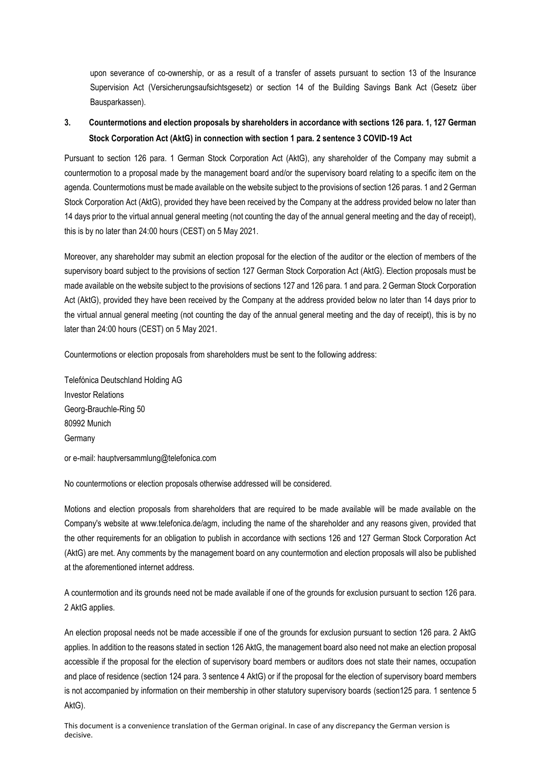upon severance of co-ownership, or as a result of a transfer of assets pursuant to section 13 of the Insurance Supervision Act (Versicherungsaufsichtsgesetz) or section 14 of the Building Savings Bank Act (Gesetz über Bausparkassen).

## 3. Countermotions and election proposals by shareholders in accordance with sections 126 para. 1, 127 German Stock Corporation Act (AktG) in connection with section 1 para. 2 sentence 3 COVID-19 Act

Pursuant to section 126 para. 1 German Stock Corporation Act (AktG), any shareholder of the Company may submit a countermotion to a proposal made by the management board and/or the supervisory board relating to a specific item on the agenda. Countermotions must be made available on the website subject to the provisions of section 126 paras. 1 and 2 German Stock Corporation Act (AktG), provided they have been received by the Company at the address provided below no later than 14 days prior to the virtual annual general meeting (not counting the day of the annual general meeting and the day of receipt), this is by no later than 24:00 hours (CEST) on 5 May 2021.

Moreover, any shareholder may submit an election proposal for the election of the auditor or the election of members of the supervisory board subject to the provisions of section 127 German Stock Corporation Act (AktG). Election proposals must be made available on the website subject to the provisions of sections 127 and 126 para. 1 and para. 2 German Stock Corporation Act (AktG), provided they have been received by the Company at the address provided below no later than 14 days prior to the virtual annual general meeting (not counting the day of the annual general meeting and the day of receipt), this is by no later than 24:00 hours (CEST) on 5 May 2021.

Countermotions or election proposals from shareholders must be sent to the following address:

Telefónica Deutschland Holding AG  
Investor Relations  
Georg-Brauchle-Ring 50  
80992 Munich  
Germany

or e-mail: hauptversammlung@telefonica.com

No countermotions or election proposals otherwise addressed will be considered.

Motions and election proposals from shareholders that are required to be made available will be made available on the Company's website at www.telefonica.de/agm, including the name of the shareholder and any reasons given, provided that the other requirements for an obligation to publish in accordance with sections 126 and 127 German Stock Corporation Act (AktG) are met. Any comments by the management board on any countermotion and election proposals will also be published at the aforementioned internet address.

A countermotion and its grounds need not be made available if one of the grounds for exclusion pursuant to section 126 para. 2 AktG applies.

An election proposal needs not be made accessible if one of the grounds for exclusion pursuant to section 126 para. 2 AktG applies. In addition to the reasons stated in section 126 AktG, the management board also need not make an election proposal accessible if the proposal for the election of supervisory board members or auditors does not state their names, occupation and place of residence (section 124 para. 3 sentence 4 AktG) or if the proposal for the election of supervisory board members is not accompanied by information on their membership in other statutory supervisory boards (section125 para. 1 sentence 5 AktG).

This document is a convenience translation of the German original. In case of any discrepancy the German version is decisive.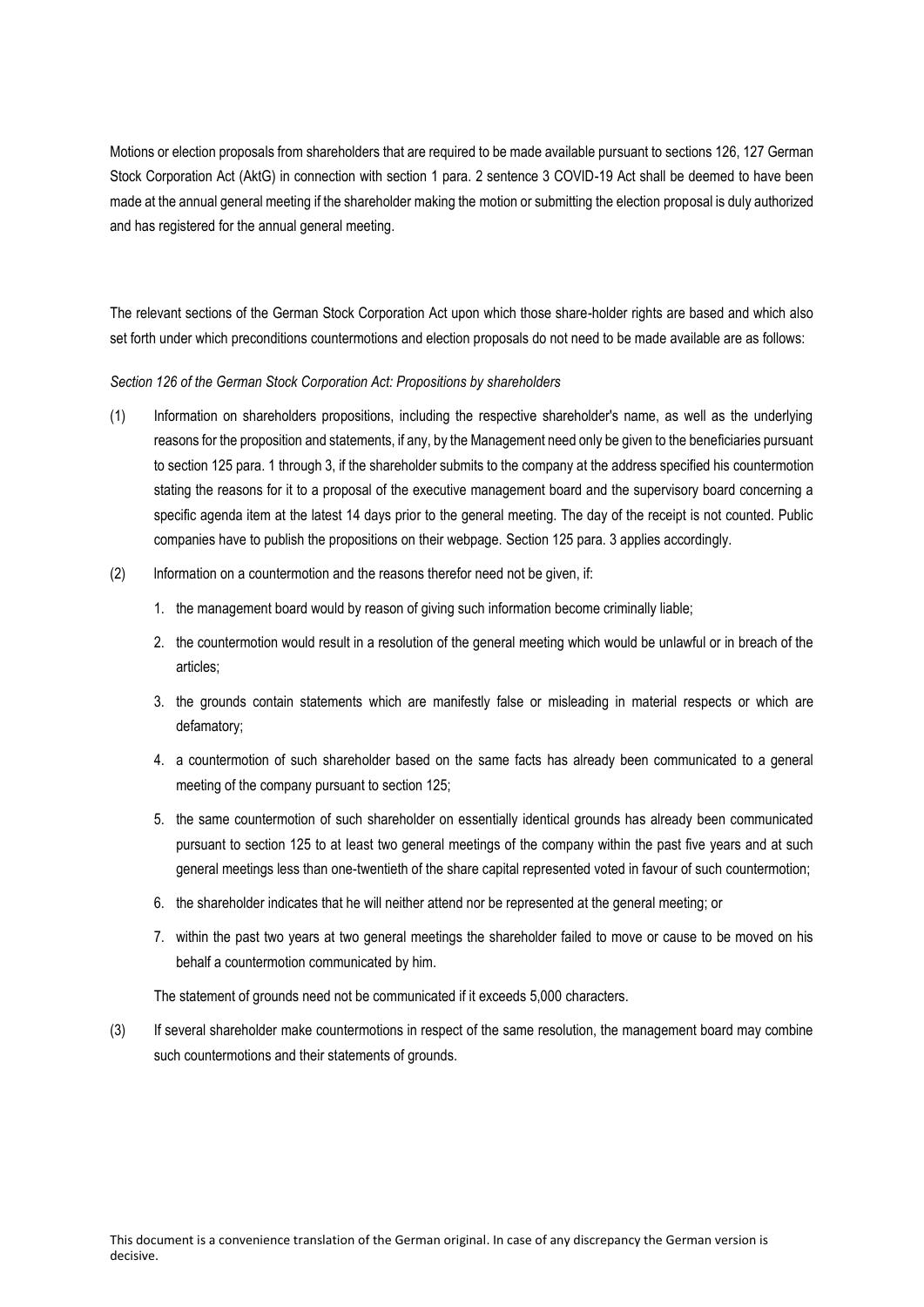Motions or election proposals from shareholders that are required to be made available pursuant to sections 126, 127 German Stock Corporation Act (AktG) in connection with section 1 para. 2 sentence 3 COVID-19 Act shall be deemed to have been made at the annual general meeting if the shareholder making the motion or submitting the election proposal is duly authorized and has registered for the annual general meeting.

The relevant sections of the German Stock Corporation Act upon which those share-holder rights are based and which also set forth under which preconditions countermotions and election proposals do not need to be made available are as follows:

*Section 126 of the German Stock Corporation Act: Propositions by shareholders*

(1) Information on shareholders propositions, including the respective shareholder's name, as well as the underlying reasons for the proposition and statements, if any, by the Management need only be given to the beneficiaries pursuant to section 125 para. 1 through 3, if the shareholder submits to the company at the address specified his countermotion stating the reasons for it to a proposal of the executive management board and the supervisory board concerning a specific agenda item at the latest 14 days prior to the general meeting. The day of the receipt is not counted. Public companies have to publish the propositions on their webpage. Section 125 para. 3 applies accordingly.

(2) Information on a countermotion and the reasons therefor need not be given, if:

1. the management board would by reason of giving such information become criminally liable;
2. the countermotion would result in a resolution of the general meeting which would be unlawful or in breach of the articles;
3. the grounds contain statements which are manifestly false or misleading in material respects or which are defamatory;
4. a countermotion of such shareholder based on the same facts has already been communicated to a general meeting of the company pursuant to section 125;
5. the same countermotion of such shareholder on essentially identical grounds has already been communicated pursuant to section 125 to at least two general meetings of the company within the past five years and at such general meetings less than one-twentieth of the share capital represented voted in favour of such countermotion;
6. the shareholder indicates that he will neither attend nor be represented at the general meeting; or
7. within the past two years at two general meetings the shareholder failed to move or cause to be moved on his behalf a countermotion communicated by him.

The statement of grounds need not be communicated if it exceeds 5,000 characters.

(3) If several shareholder make countermotions in respect of the same resolution, the management board may combine such countermotions and their statements of grounds.

This document is a convenience translation of the German original. In case of any discrepancy the German version is decisive.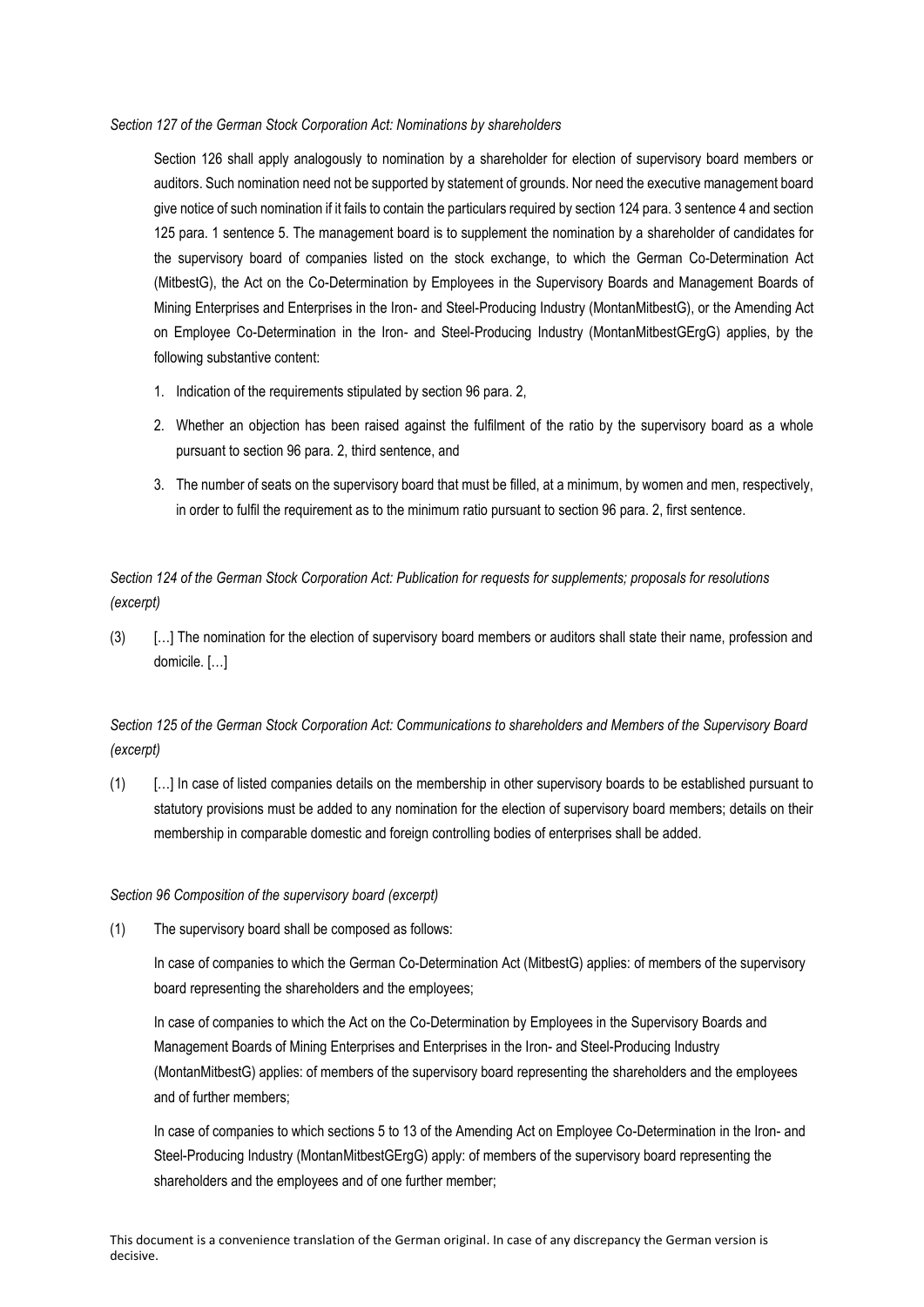*Section 127 of the German Stock Corporation Act: Nominations by shareholders*

Section 126 shall apply analogously to nomination by a shareholder for election of supervisory board members or auditors. Such nomination need not be supported by statement of grounds. Nor need the executive management board give notice of such nomination if it fails to contain the particulars required by section 124 para. 3 sentence 4 and section 125 para. 1 sentence 5. The management board is to supplement the nomination by a shareholder of candidates for the supervisory board of companies listed on the stock exchange, to which the German Co-Determination Act (MitbestG), the Act on the Co-Determination by Employees in the Supervisory Boards and Management Boards of Mining Enterprises and Enterprises in the Iron- and Steel-Producing Industry (MontanMitbestG), or the Amending Act on Employee Co-Determination in the Iron- and Steel-Producing Industry (MontanMitbestGErgG) applies, by the following substantive content:

1. Indication of the requirements stipulated by section 96 para. 2,
2. Whether an objection has been raised against the fulfilment of the ratio by the supervisory board as a whole pursuant to section 96 para. 2, third sentence, and
3. The number of seats on the supervisory board that must be filled, at a minimum, by women and men, respectively, in order to fulfil the requirement as to the minimum ratio pursuant to section 96 para. 2, first sentence.

*Section 124 of the German Stock Corporation Act: Publication for requests for supplements; proposals for resolutions (excerpt)*

(3) […] The nomination for the election of supervisory board members or auditors shall state their name, profession and domicile. […]

*Section 125 of the German Stock Corporation Act: Communications to shareholders and Members of the Supervisory Board (excerpt)*

(1) […] In case of listed companies details on the membership in other supervisory boards to be established pursuant to statutory provisions must be added to any nomination for the election of supervisory board members; details on their membership in comparable domestic and foreign controlling bodies of enterprises shall be added.

*Section 96 Composition of the supervisory board (excerpt)*

(1) The supervisory board shall be composed as follows:

In case of companies to which the German Co-Determination Act (MitbestG) applies: of members of the supervisory board representing the shareholders and the employees;

In case of companies to which the Act on the Co-Determination by Employees in the Supervisory Boards and Management Boards of Mining Enterprises and Enterprises in the Iron- and Steel-Producing Industry (MontanMitbestG) applies: of members of the supervisory board representing the shareholders and the employees and of further members;

In case of companies to which sections 5 to 13 of the Amending Act on Employee Co-Determination in the Iron- and Steel-Producing Industry (MontanMitbestGErgG) apply: of members of the supervisory board representing the shareholders and the employees and of one further member;

This document is a convenience translation of the German original. In case of any discrepancy the German version is decisive.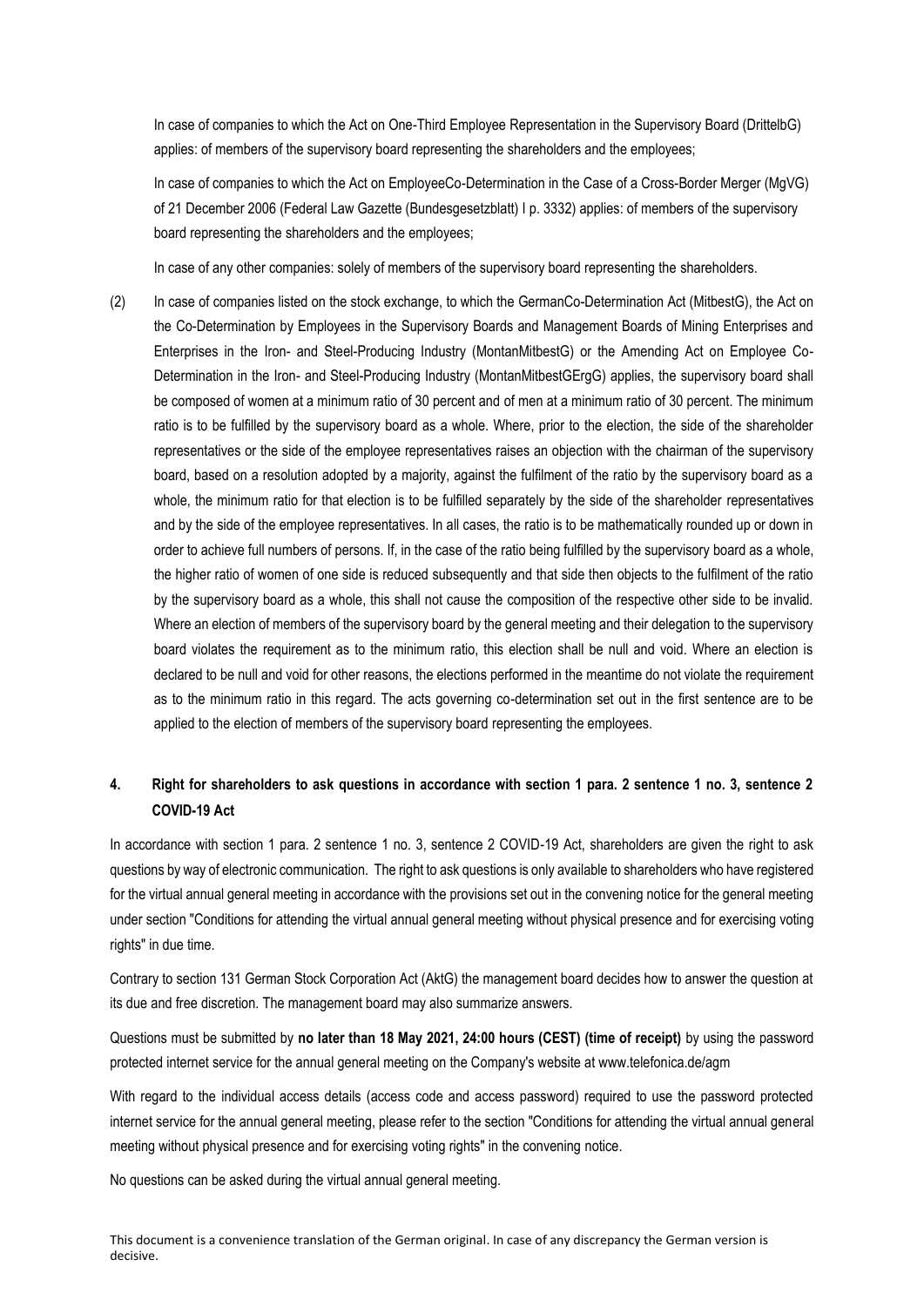In case of companies to which the Act on One-Third Employee Representation in the Supervisory Board (DrittelbG) applies: of members of the supervisory board representing the shareholders and the employees;

In case of companies to which the Act on EmployeeCo-Determination in the Case of a Cross-Border Merger (MgVG) of 21 December 2006 (Federal Law Gazette (Bundesgesetzblatt) I p. 3332) applies: of members of the supervisory board representing the shareholders and the employees;

In case of any other companies: solely of members of the supervisory board representing the shareholders.

(2) In case of companies listed on the stock exchange, to which the GermanCo-Determination Act (MitbestG), the Act on the Co-Determination by Employees in the Supervisory Boards and Management Boards of Mining Enterprises and Enterprises in the Iron- and Steel-Producing Industry (MontanMitbestG) or the Amending Act on Employee Co-Determination in the Iron- and Steel-Producing Industry (MontanMitbestGErgG) applies, the supervisory board shall be composed of women at a minimum ratio of 30 percent and of men at a minimum ratio of 30 percent. The minimum ratio is to be fulfilled by the supervisory board as a whole. Where, prior to the election, the side of the shareholder representatives or the side of the employee representatives raises an objection with the chairman of the supervisory board, based on a resolution adopted by a majority, against the fulfilment of the ratio by the supervisory board as a whole, the minimum ratio for that election is to be fulfilled separately by the side of the shareholder representatives and by the side of the employee representatives. In all cases, the ratio is to be mathematically rounded up or down in order to achieve full numbers of persons. If, in the case of the ratio being fulfilled by the supervisory board as a whole, the higher ratio of women of one side is reduced subsequently and that side then objects to the fulfilment of the ratio by the supervisory board as a whole, this shall not cause the composition of the respective other side to be invalid. Where an election of members of the supervisory board by the general meeting and their delegation to the supervisory board violates the requirement as to the minimum ratio, this election shall be null and void. Where an election is declared to be null and void for other reasons, the elections performed in the meantime do not violate the requirement as to the minimum ratio in this regard. The acts governing co-determination set out in the first sentence are to be applied to the election of members of the supervisory board representing the employees.

## 4. Right for shareholders to ask questions in accordance with section 1 para. 2 sentence 1 no. 3, sentence 2 COVID-19 Act

In accordance with section 1 para. 2 sentence 1 no. 3, sentence 2 COVID-19 Act, shareholders are given the right to ask questions by way of electronic communication. The right to ask questions is only available to shareholders who have registered for the virtual annual general meeting in accordance with the provisions set out in the convening notice for the general meeting under section "Conditions for attending the virtual annual general meeting without physical presence and for exercising voting rights" in due time.

Contrary to section 131 German Stock Corporation Act (AktG) the management board decides how to answer the question at its due and free discretion. The management board may also summarize answers.

Questions must be submitted by **no later than 18 May 2021, 24:00 hours (CEST) (time of receipt)** by using the password protected internet service for the annual general meeting on the Company's website at www.telefonica.de/agm

With regard to the individual access details (access code and access password) required to use the password protected internet service for the annual general meeting, please refer to the section "Conditions for attending the virtual annual general meeting without physical presence and for exercising voting rights" in the convening notice.

No questions can be asked during the virtual annual general meeting.

This document is a convenience translation of the German original. In case of any discrepancy the German version is decisive.